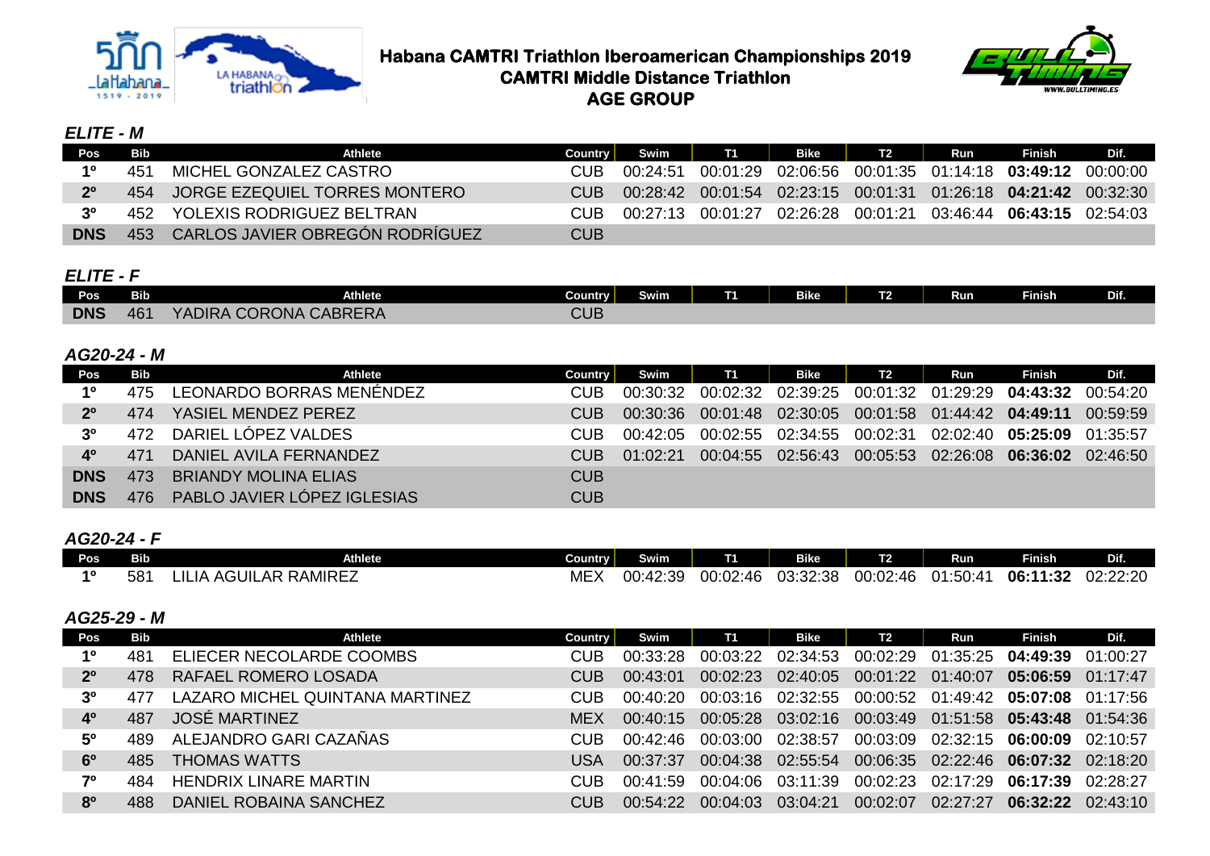# Habana CAMTRI Triathlon Iberoamerican Championships 2019
## CAMTRI Middle Distance Triathlon
## AGE GROUP

### *ELITE - M*

| Pos | Bib | Athlete | Country | Swim | T1 | Bike | T2 | Run | Finish | Dif. |
|---|---|---|---|---|---|---|---|---|---|---|
| 1º | 451 | MICHEL GONZALEZ CASTRO | CUB | 00:24:51 | 00:01:29 | 02:06:56 | 00:01:35 | 01:14:18 | **03:49:12** | 00:00:00 |
| 2º | 454 | JORGE EZEQUIEL TORRES MONTERO | CUB | 00:28:42 | 00:01:54 | 02:23:15 | 00:01:31 | 01:26:18 | **04:21:42** | 00:32:30 |
| 3º | 452 | YOLEXIS RODRIGUEZ BELTRAN | CUB | 00:27:13 | 00:01:27 | 02:26:28 | 00:01:21 | 03:46:44 | **06:43:15** | 02:54:03 |
| DNS | 453 | CARLOS JAVIER OBREGÓN RODRÍGUEZ | CUB | | | | | | | |

### *ELITE - F*

| Pos | Bib | Athlete | Country | Swim | T1 | Bike | T2 | Run | Finish | Dif. |
|---|---|---|---|---|---|---|---|---|---|---|
| DNS | 461 | YADIRA CORONA CABRERA | CUB | | | | | | | |

### *AG20-24 - M*

| Pos | Bib | Athlete | Country | Swim | T1 | Bike | T2 | Run | Finish | Dif. |
|---|---|---|---|---|---|---|---|---|---|---|
| 1º | 475 | LEONARDO BORRAS MENÉNDEZ | CUB | 00:30:32 | 00:02:32 | 02:39:25 | 00:01:32 | 01:29:29 | **04:43:32** | 00:54:20 |
| 2º | 474 | YASIEL MENDEZ PEREZ | CUB | 00:30:36 | 00:01:48 | 02:30:05 | 00:01:58 | 01:44:42 | **04:49:11** | 00:59:59 |
| 3º | 472 | DARIEL LÓPEZ VALDES | CUB | 00:42:05 | 00:02:55 | 02:34:55 | 00:02:31 | 02:02:40 | **05:25:09** | 01:35:57 |
| 4º | 471 | DANIEL AVILA FERNANDEZ | CUB | 01:02:21 | 00:04:55 | 02:56:43 | 00:05:53 | 02:26:08 | **06:36:02** | 02:46:50 |
| DNS | 473 | BRIANDY MOLINA ELIAS | CUB | | | | | | | |
| DNS | 476 | PABLO JAVIER LÓPEZ IGLESIAS | CUB | | | | | | | |

### *AG20-24 - F*

| Pos | Bib | Athlete | Country | Swim | T1 | Bike | T2 | Run | Finish | Dif. |
|---|---|---|---|---|---|---|---|---|---|---|
| 1º | 581 | LILIA AGUILAR RAMIREZ | MEX | 00:42:39 | 00:02:46 | 03:32:38 | 00:02:46 | 01:50:41 | **06:11:32** | 02:22:20 |

### *AG25-29 - M*

| Pos | Bib | Athlete | Country | Swim | T1 | Bike | T2 | Run | Finish | Dif. |
|---|---|---|---|---|---|---|---|---|---|---|
| 1º | 481 | ELIECER NECOLARDE COOMBS | CUB | 00:33:28 | 00:03:22 | 02:34:53 | 00:02:29 | 01:35:25 | **04:49:39** | 01:00:27 |
| 2º | 478 | RAFAEL ROMERO LOSADA | CUB | 00:43:01 | 00:02:23 | 02:40:05 | 00:01:22 | 01:40:07 | **05:06:59** | 01:17:47 |
| 3º | 477 | LAZARO MICHEL QUINTANA MARTINEZ | CUB | 00:40:20 | 00:03:16 | 02:32:55 | 00:00:52 | 01:49:42 | **05:07:08** | 01:17:56 |
| 4º | 487 | JOSÉ MARTINEZ | MEX | 00:40:15 | 00:05:28 | 03:02:16 | 00:03:49 | 01:51:58 | **05:43:48** | 01:54:36 |
| 5º | 489 | ALEJANDRO GARI CAZAÑAS | CUB | 00:42:46 | 00:03:00 | 02:38:57 | 00:03:09 | 02:32:15 | **06:00:09** | 02:10:57 |
| 6º | 485 | THOMAS WATTS | USA | 00:37:37 | 00:04:38 | 02:55:54 | 00:06:35 | 02:22:46 | **06:07:32** | 02:18:20 |
| 7º | 484 | HENDRIX LINARE MARTIN | CUB | 00:41:59 | 00:04:06 | 03:11:39 | 00:02:23 | 02:17:29 | **06:17:39** | 02:28:27 |
| 8º | 488 | DANIEL ROBAINA SANCHEZ | CUB | 00:54:22 | 00:04:03 | 03:04:21 | 00:02:07 | 02:27:27 | **06:32:22** | 02:43:10 |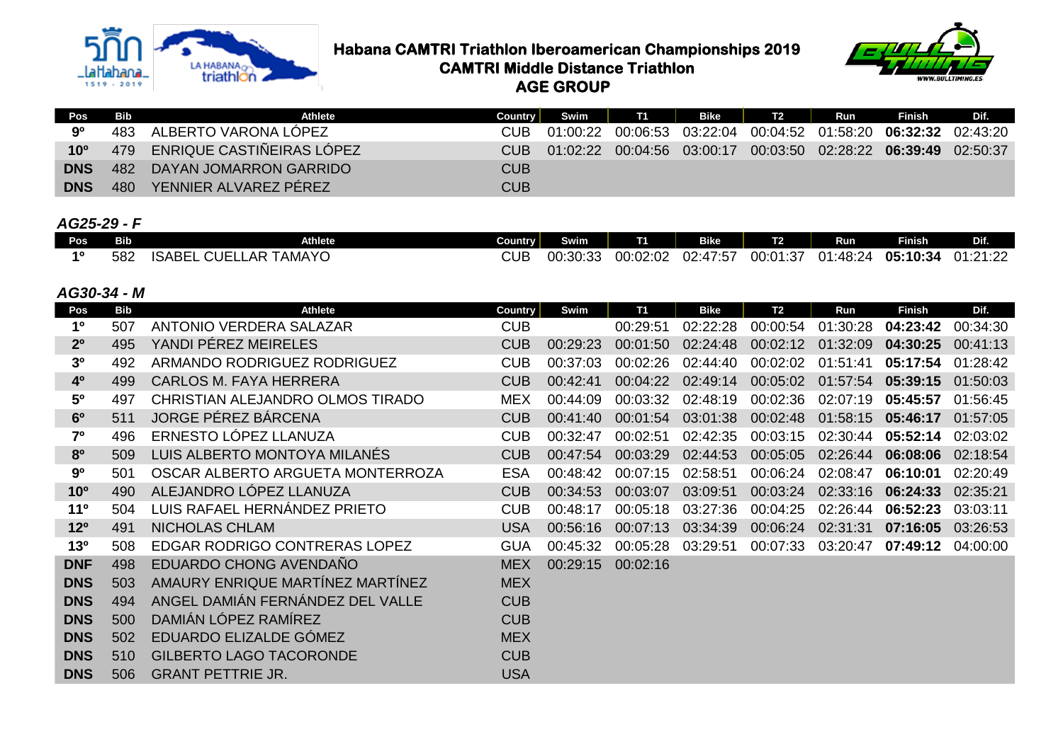# Habana CAMTRI Triathlon Iberoamerican Championships 2019

## CAMTRI Middle Distance Triathlon

## AGE GROUP

| Pos | Bib | Athlete | Country | Swim | T1 | Bike | T2 | Run | Finish | Dif. |
|---|---|---|---|---|---|---|---|---|---|---|
| 9º | 483 | ALBERTO VARONA LÓPEZ | CUB | 01:00:22 | 00:06:53 | 03:22:04 | 00:04:52 | 01:58:20 | **06:32:32** | 02:43:20 |
| 10º | 479 | ENRIQUE CASTIÑEIRAS LÓPEZ | CUB | 01:02:22 | 00:04:56 | 03:00:17 | 00:03:50 | 02:28:22 | **06:39:49** | 02:50:37 |
| DNS | 482 | DAYAN JOMARRON GARRIDO | CUB | | | | | | | |
| DNS | 480 | YENNIER ALVAREZ PÉREZ | CUB | | | | | | | |

### *AG25-29 - F*

| Pos | Bib | Athlete | Country | Swim | T1 | Bike | T2 | Run | Finish | Dif. |
|---|---|---|---|---|---|---|---|---|---|---|
| 1º | 582 | ISABEL CUELLAR TAMAYO | CUB | 00:30:33 | 00:02:02 | 02:47:57 | 00:01:37 | 01:48:24 | **05:10:34** | 01:21:22 |

### *AG30-34 - M*

| Pos | Bib | Athlete | Country | Swim | T1 | Bike | T2 | Run | Finish | Dif. |
|---|---|---|---|---|---|---|---|---|---|---|
| 1º | 507 | ANTONIO VERDERA SALAZAR | CUB | | 00:29:51 | 02:22:28 | 00:00:54 | 01:30:28 | **04:23:42** | 00:34:30 |
| 2º | 495 | YANDI PÉREZ MEIRELES | CUB | 00:29:23 | 00:01:50 | 02:24:48 | 00:02:12 | 01:32:09 | **04:30:25** | 00:41:13 |
| 3º | 492 | ARMANDO RODRIGUEZ RODRIGUEZ | CUB | 00:37:03 | 00:02:26 | 02:44:40 | 00:02:02 | 01:51:41 | **05:17:54** | 01:28:42 |
| 4º | 499 | CARLOS M. FAYA HERRERA | CUB | 00:42:41 | 00:04:22 | 02:49:14 | 00:05:02 | 01:57:54 | **05:39:15** | 01:50:03 |
| 5º | 497 | CHRISTIAN ALEJANDRO OLMOS TIRADO | MEX | 00:44:09 | 00:03:32 | 02:48:19 | 00:02:36 | 02:07:19 | **05:45:57** | 01:56:45 |
| 6º | 511 | JORGE PÉREZ BÁRCENA | CUB | 00:41:40 | 00:01:54 | 03:01:38 | 00:02:48 | 01:58:15 | **05:46:17** | 01:57:05 |
| 7º | 496 | ERNESTO LÓPEZ LLANUZA | CUB | 00:32:47 | 00:02:51 | 02:42:35 | 00:03:15 | 02:30:44 | **05:52:14** | 02:03:02 |
| 8º | 509 | LUIS ALBERTO MONTOYA MILANÉS | CUB | 00:47:54 | 00:03:29 | 02:44:53 | 00:05:05 | 02:26:44 | **06:08:06** | 02:18:54 |
| 9º | 501 | OSCAR ALBERTO ARGUETA MONTERROZA | ESA | 00:48:42 | 00:07:15 | 02:58:51 | 00:06:24 | 02:08:47 | **06:10:01** | 02:20:49 |
| 10º | 490 | ALEJANDRO LÓPEZ LLANUZA | CUB | 00:34:53 | 00:03:07 | 03:09:51 | 00:03:24 | 02:33:16 | **06:24:33** | 02:35:21 |
| 11º | 504 | LUIS RAFAEL HERNÁNDEZ PRIETO | CUB | 00:48:17 | 00:05:18 | 03:27:36 | 00:04:25 | 02:26:44 | **06:52:23** | 03:03:11 |
| 12º | 491 | NICHOLAS CHLAM | USA | 00:56:16 | 00:07:13 | 03:34:39 | 00:06:24 | 02:31:31 | **07:16:05** | 03:26:53 |
| 13º | 508 | EDGAR RODRIGO CONTRERAS LOPEZ | GUA | 00:45:32 | 00:05:28 | 03:29:51 | 00:07:33 | 03:20:47 | **07:49:12** | 04:00:00 |
| DNF | 498 | EDUARDO CHONG AVENDAÑO | MEX | 00:29:15 | 00:02:16 | | | | | |
| DNS | 503 | AMAURY ENRIQUE MARTÍNEZ MARTÍNEZ | MEX | | | | | | | |
| DNS | 494 | ANGEL DAMIÁN FERNÁNDEZ DEL VALLE | CUB | | | | | | | |
| DNS | 500 | DAMIÁN LÓPEZ RAMÍREZ | CUB | | | | | | | |
| DNS | 502 | EDUARDO ELIZALDE GÓMEZ | MEX | | | | | | | |
| DNS | 510 | GILBERTO LAGO TACORONDE | CUB | | | | | | | |
| DNS | 506 | GRANT PETTRIE JR. | USA | | | | | | | |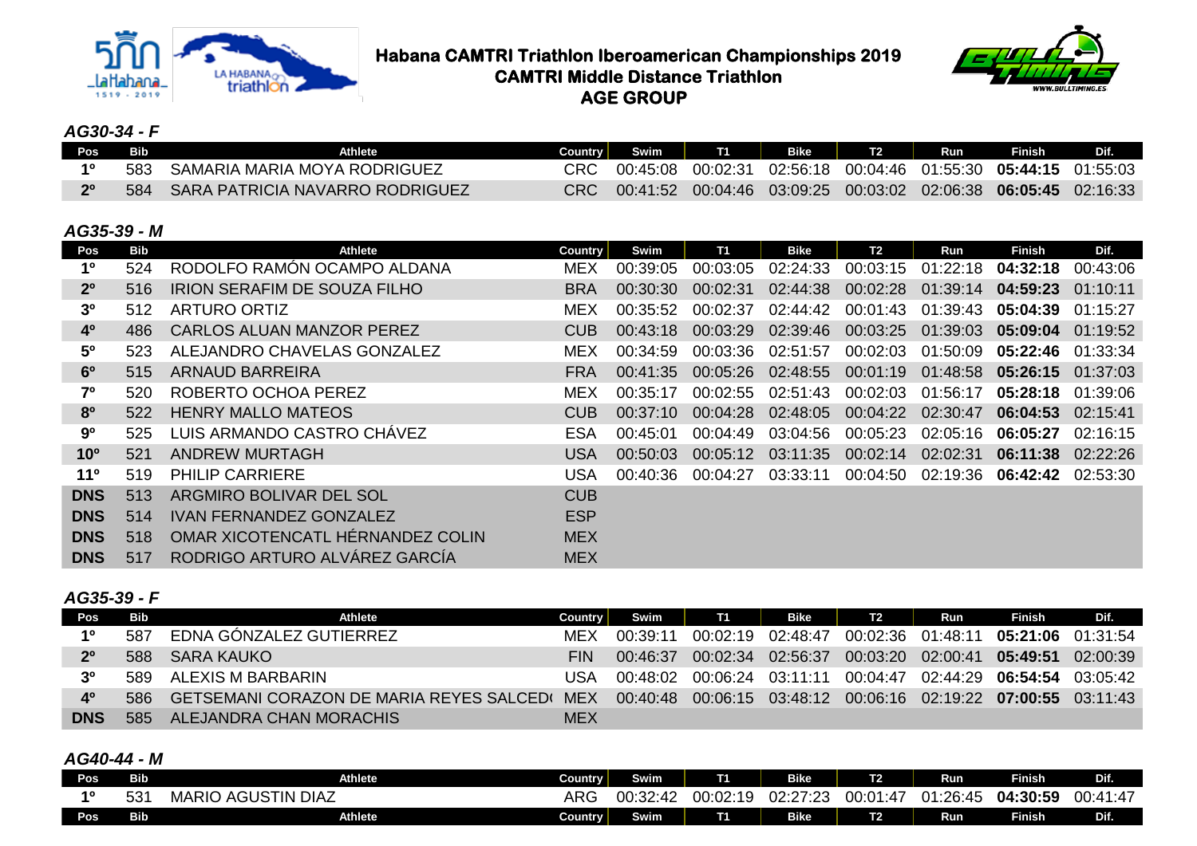# Habana CAMTRI Triathlon Iberoamerican Championships 2019
## CAMTRI Middle Distance Triathlon
## AGE GROUP

### *AG30-34 - F*

| Pos | Bib | Athlete | Country | Swim | T1 | Bike | T2 | Run | Finish | Dif. |
|---|---|---|---|---|---|---|---|---|---|---|
| 1º | 583 | SAMARIA MARIA MOYA RODRIGUEZ | CRC | 00:45:08 | 00:02:31 | 02:56:18 | 00:04:46 | 01:55:30 | **05:44:15** | 01:55:03 |
| 2º | 584 | SARA PATRICIA NAVARRO RODRIGUEZ | CRC | 00:41:52 | 00:04:46 | 03:09:25 | 00:03:02 | 02:06:38 | **06:05:45** | 02:16:33 |

### *AG35-39 - M*

| Pos | Bib | Athlete | Country | Swim | T1 | Bike | T2 | Run | Finish | Dif. |
|---|---|---|---|---|---|---|---|---|---|---|
| 1º | 524 | RODOLFO RAMÓN OCAMPO ALDANA | MEX | 00:39:05 | 00:03:05 | 02:24:33 | 00:03:15 | 01:22:18 | **04:32:18** | 00:43:06 |
| 2º | 516 | IRION SERAFIM DE SOUZA FILHO | BRA | 00:30:30 | 00:02:31 | 02:44:38 | 00:02:28 | 01:39:14 | **04:59:23** | 01:10:11 |
| 3º | 512 | ARTURO ORTIZ | MEX | 00:35:52 | 00:02:37 | 02:44:42 | 00:01:43 | 01:39:43 | **05:04:39** | 01:15:27 |
| 4º | 486 | CARLOS ALUAN MANZOR PEREZ | CUB | 00:43:18 | 00:03:29 | 02:39:46 | 00:03:25 | 01:39:03 | **05:09:04** | 01:19:52 |
| 5º | 523 | ALEJANDRO CHAVELAS GONZALEZ | MEX | 00:34:59 | 00:03:36 | 02:51:57 | 00:02:03 | 01:50:09 | **05:22:46** | 01:33:34 |
| 6º | 515 | ARNAUD BARREIRA | FRA | 00:41:35 | 00:05:26 | 02:48:55 | 00:01:19 | 01:48:58 | **05:26:15** | 01:37:03 |
| 7º | 520 | ROBERTO OCHOA PEREZ | MEX | 00:35:17 | 00:02:55 | 02:51:43 | 00:02:03 | 01:56:17 | **05:28:18** | 01:39:06 |
| 8º | 522 | HENRY MALLO MATEOS | CUB | 00:37:10 | 00:04:28 | 02:48:05 | 00:04:22 | 02:30:47 | **06:04:53** | 02:15:41 |
| 9º | 525 | LUIS ARMANDO CASTRO CHÁVEZ | ESA | 00:45:01 | 00:04:49 | 03:04:56 | 00:05:23 | 02:05:16 | **06:05:27** | 02:16:15 |
| 10º | 521 | ANDREW MURTAGH | USA | 00:50:03 | 00:05:12 | 03:11:35 | 00:02:14 | 02:02:31 | **06:11:38** | 02:22:26 |
| 11º | 519 | PHILIP CARRIERE | USA | 00:40:36 | 00:04:27 | 03:33:11 | 00:04:50 | 02:19:36 | **06:42:42** | 02:53:30 |
| DNS | 513 | ARGMIRO BOLIVAR DEL SOL | CUB | | | | | | | |
| DNS | 514 | IVAN FERNANDEZ GONZALEZ | ESP | | | | | | | |
| DNS | 518 | OMAR XICOTENCATL HÉRNANDEZ COLIN | MEX | | | | | | | |
| DNS | 517 | RODRIGO ARTURO ALVÁREZ GARCÍA | MEX | | | | | | | |

### *AG35-39 - F*

| Pos | Bib | Athlete | Country | Swim | T1 | Bike | T2 | Run | Finish | Dif. |
|---|---|---|---|---|---|---|---|---|---|---|
| 1º | 587 | EDNA GÓNZALEZ GUTIERREZ | MEX | 00:39:11 | 00:02:19 | 02:48:47 | 00:02:36 | 01:48:11 | **05:21:06** | 01:31:54 |
| 2º | 588 | SARA KAUKO | FIN | 00:46:37 | 00:02:34 | 02:56:37 | 00:03:20 | 02:00:41 | **05:49:51** | 02:00:39 |
| 3º | 589 | ALEXIS M BARBARIN | USA | 00:48:02 | 00:06:24 | 03:11:11 | 00:04:47 | 02:44:29 | **06:54:54** | 03:05:42 |
| 4º | 586 | GETSEMANI CORAZON DE MARIA REYES SALCED( | MEX | 00:40:48 | 00:06:15 | 03:48:12 | 00:06:16 | 02:19:22 | **07:00:55** | 03:11:43 |
| DNS | 585 | ALEJANDRA CHAN MORACHIS | MEX | | | | | | | |

### *AG40-44 - M*

| Pos | Bib | Athlete | Country | Swim | T1 | Bike | T2 | Run | Finish | Dif. |
|---|---|---|---|---|---|---|---|---|---|---|
| 1º | 531 | MARIO AGUSTIN DIAZ | ARG | 00:32:42 | 00:02:19 | 02:27:23 | 00:01:47 | 01:26:45 | **04:30:59** | 00:41:47 |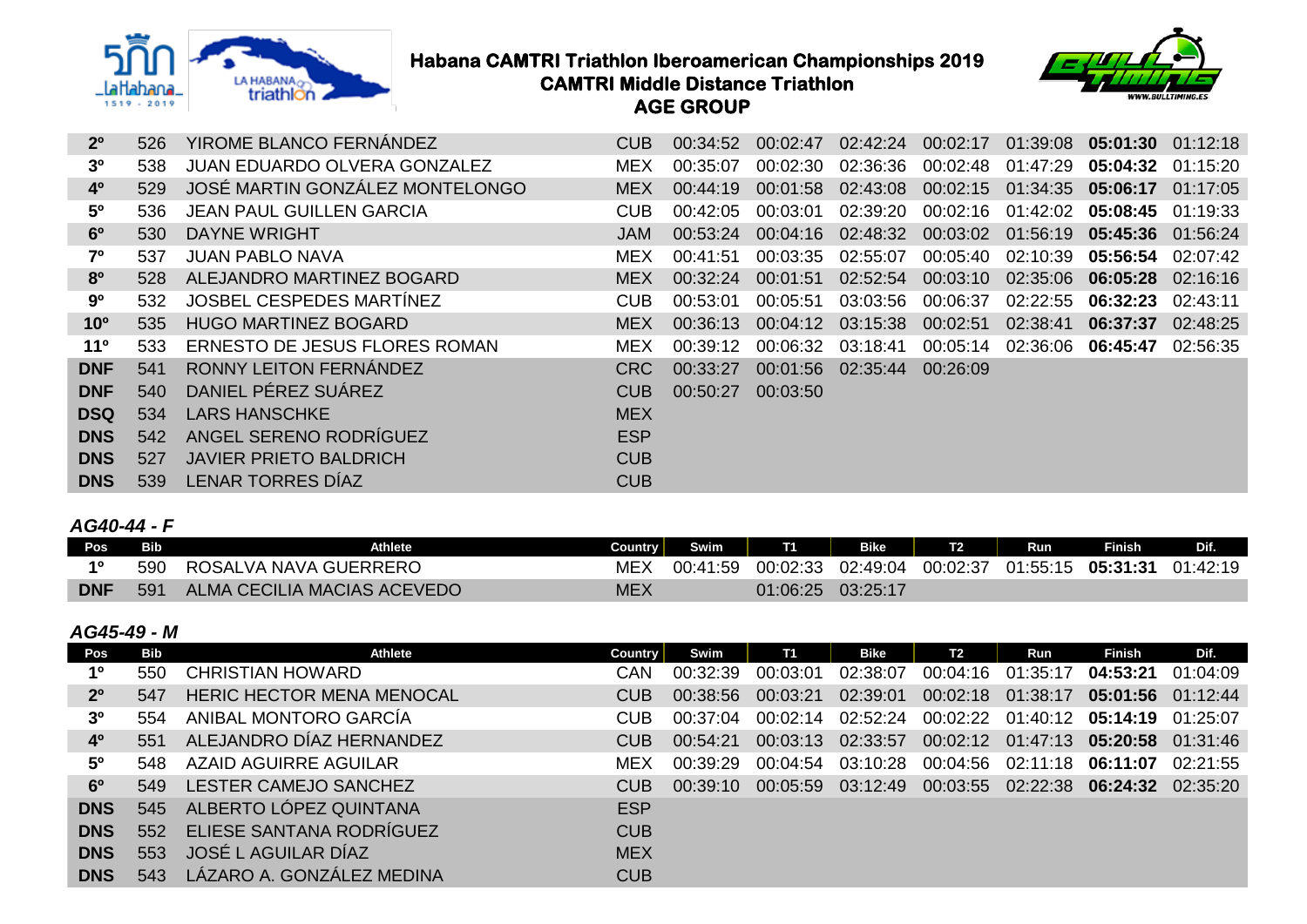| Pos | Bib | Athlete | Country | Swim | T1 | Bike | T2 | Run | Finish | Dif. |
|---|---|---|---|---|---|---|---|---|---|---|
| **2º** | 526 | YIROME BLANCO FERNÁNDEZ | CUB | 00:34:52 | 00:02:47 | 02:42:24 | 00:02:17 | 01:39:08 | **05:01:30** | 01:12:18 |
| **3º** | 538 | JUAN EDUARDO OLVERA GONZALEZ | MEX | 00:35:07 | 00:02:30 | 02:36:36 | 00:02:48 | 01:47:29 | **05:04:32** | 01:15:20 |
| **4º** | 529 | JOSÉ MARTIN GONZÁLEZ MONTELONGO | MEX | 00:44:19 | 00:01:58 | 02:43:08 | 00:02:15 | 01:34:35 | **05:06:17** | 01:17:05 |
| **5º** | 536 | JEAN PAUL GUILLEN GARCIA | CUB | 00:42:05 | 00:03:01 | 02:39:20 | 00:02:16 | 01:42:02 | **05:08:45** | 01:19:33 |
| **6º** | 530 | DAYNE WRIGHT | JAM | 00:53:24 | 00:04:16 | 02:48:32 | 00:03:02 | 01:56:19 | **05:45:36** | 01:56:24 |
| **7º** | 537 | JUAN PABLO NAVA | MEX | 00:41:51 | 00:03:35 | 02:55:07 | 00:05:40 | 02:10:39 | **05:56:54** | 02:07:42 |
| **8º** | 528 | ALEJANDRO MARTINEZ BOGARD | MEX | 00:32:24 | 00:01:51 | 02:52:54 | 00:03:10 | 02:35:06 | **06:05:28** | 02:16:16 |
| **9º** | 532 | JOSBEL CESPEDES MARTÍNEZ | CUB | 00:53:01 | 00:05:51 | 03:03:56 | 00:06:37 | 02:22:55 | **06:32:23** | 02:43:11 |
| **10º** | 535 | HUGO MARTINEZ BOGARD | MEX | 00:36:13 | 00:04:12 | 03:15:38 | 00:02:51 | 02:38:41 | **06:37:37** | 02:48:25 |
| **11º** | 533 | ERNESTO DE JESUS FLORES ROMAN | MEX | 00:39:12 | 00:06:32 | 03:18:41 | 00:05:14 | 02:36:06 | **06:45:47** | 02:56:35 |
| **DNF** | 541 | RONNY LEITON FERNÁNDEZ | CRC | 00:33:27 | 00:01:56 | 02:35:44 | 00:26:09 | | | |
| **DNF** | 540 | DANIEL PÉREZ SUÁREZ | CUB | 00:50:27 | 00:03:50 | | | | | |
| **DSQ** | 534 | LARS HANSCHKE | MEX | | | | | | | |
| **DNS** | 542 | ANGEL SERENO RODRÍGUEZ | ESP | | | | | | | |
| **DNS** | 527 | JAVIER PRIETO BALDRICH | CUB | | | | | | | |
| **DNS** | 539 | LENAR TORRES DÍAZ | CUB | | | | | | | |

***AG40-44 - F***

| Pos | Bib | Athlete | Country | Swim | T1 | Bike | T2 | Run | Finish | Dif. |
|---|---|---|---|---|---|---|---|---|---|---|
| **1º** | 590 | ROSALVA NAVA GUERRERO | MEX | 00:41:59 | 00:02:33 | 02:49:04 | 00:02:37 | 01:55:15 | **05:31:31** | 01:42:19 |
| **DNF** | 591 | ALMA CECILIA MACIAS ACEVEDO | MEX | | 01:06:25 | 03:25:17 | | | | |

***AG45-49 - M***

| Pos | Bib | Athlete | Country | Swim | T1 | Bike | T2 | Run | Finish | Dif. |
|---|---|---|---|---|---|---|---|---|---|---|
| **1º** | 550 | CHRISTIAN HOWARD | CAN | 00:32:39 | 00:03:01 | 02:38:07 | 00:04:16 | 01:35:17 | **04:53:21** | 01:04:09 |
| **2º** | 547 | HERIC HECTOR MENA MENOCAL | CUB | 00:38:56 | 00:03:21 | 02:39:01 | 00:02:18 | 01:38:17 | **05:01:56** | 01:12:44 |
| **3º** | 554 | ANIBAL MONTORO GARCÍA | CUB | 00:37:04 | 00:02:14 | 02:52:24 | 00:02:22 | 01:40:12 | **05:14:19** | 01:25:07 |
| **4º** | 551 | ALEJANDRO DÍAZ HERNANDEZ | CUB | 00:54:21 | 00:03:13 | 02:33:57 | 00:02:12 | 01:47:13 | **05:20:58** | 01:31:46 |
| **5º** | 548 | AZAID AGUIRRE AGUILAR | MEX | 00:39:29 | 00:04:54 | 03:10:28 | 00:04:56 | 02:11:18 | **06:11:07** | 02:21:55 |
| **6º** | 549 | LESTER CAMEJO SANCHEZ | CUB | 00:39:10 | 00:05:59 | 03:12:49 | 00:03:55 | 02:22:38 | **06:24:32** | 02:35:20 |
| **DNS** | 545 | ALBERTO LÓPEZ QUINTANA | ESP | | | | | | | |
| **DNS** | 552 | ELIESE SANTANA RODRÍGUEZ | CUB | | | | | | | |
| **DNS** | 553 | JOSÉ L AGUILAR DÍAZ | MEX | | | | | | | |
| **DNS** | 543 | LÁZARO A. GONZÁLEZ MEDINA | CUB | | | | | | | |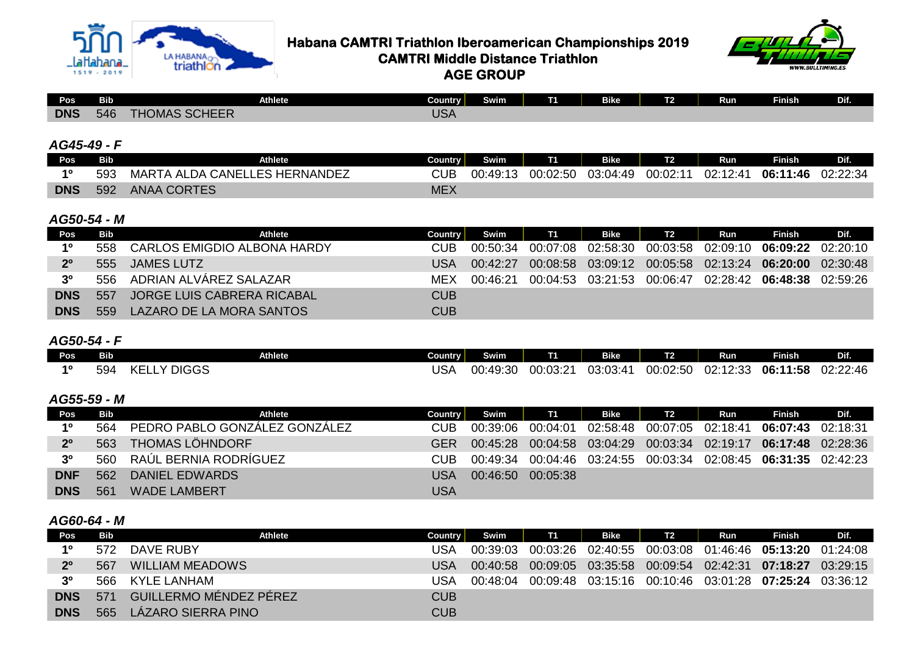# Habana CAMTRI Triathlon Iberoamerican Championships 2019

## CAMTRI Middle Distance Triathlon

## AGE GROUP

| Pos | Bib | Athlete | Country | Swim | T1 | Bike | T2 | Run | Finish | Dif. |
|---|---|---|---|---|---|---|---|---|---|---|
| DNS | 546 | THOMAS SCHEER | USA | | | | | | | |

### AG45-49 - F

| Pos | Bib | Athlete | Country | Swim | T1 | Bike | T2 | Run | Finish | Dif. |
|---|---|---|---|---|---|---|---|---|---|---|
| 1º | 593 | MARTA ALDA CANELLES HERNANDEZ | CUB | 00:49:13 | 00:02:50 | 03:04:49 | 00:02:11 | 02:12:41 | **06:11:46** | 02:22:34 |
| DNS | 592 | ANAA CORTES | MEX | | | | | | | |

### AG50-54 - M

| Pos | Bib | Athlete | Country | Swim | T1 | Bike | T2 | Run | Finish | Dif. |
|---|---|---|---|---|---|---|---|---|---|---|
| 1º | 558 | CARLOS EMIGDIO ALBONA HARDY | CUB | 00:50:34 | 00:07:08 | 02:58:30 | 00:03:58 | 02:09:10 | **06:09:22** | 02:20:10 |
| 2º | 555 | JAMES LUTZ | USA | 00:42:27 | 00:08:58 | 03:09:12 | 00:05:58 | 02:13:24 | **06:20:00** | 02:30:48 |
| 3º | 556 | ADRIAN ALVÁREZ SALAZAR | MEX | 00:46:21 | 00:04:53 | 03:21:53 | 00:06:47 | 02:28:42 | **06:48:38** | 02:59:26 |
| DNS | 557 | JORGE LUIS CABRERA RICABAL | CUB | | | | | | | |
| DNS | 559 | LAZARO DE LA MORA SANTOS | CUB | | | | | | | |

### AG50-54 - F

| Pos | Bib | Athlete | Country | Swim | T1 | Bike | T2 | Run | Finish | Dif. |
|---|---|---|---|---|---|---|---|---|---|---|
| 1º | 594 | KELLY DIGGS | USA | 00:49:30 | 00:03:21 | 03:03:41 | 00:02:50 | 02:12:33 | **06:11:58** | 02:22:46 |

### AG55-59 - M

| Pos | Bib | Athlete | Country | Swim | T1 | Bike | T2 | Run | Finish | Dif. |
|---|---|---|---|---|---|---|---|---|---|---|
| 1º | 564 | PEDRO PABLO GONZÁLEZ GONZÁLEZ | CUB | 00:39:06 | 00:04:01 | 02:58:48 | 00:07:05 | 02:18:41 | **06:07:43** | 02:18:31 |
| 2º | 563 | THOMAS LÖHNDORF | GER | 00:45:28 | 00:04:58 | 03:04:29 | 00:03:34 | 02:19:17 | **06:17:48** | 02:28:36 |
| 3º | 560 | RAÚL BERNIA RODRÍGUEZ | CUB | 00:49:34 | 00:04:46 | 03:24:55 | 00:03:34 | 02:08:45 | **06:31:35** | 02:42:23 |
| DNF | 562 | DANIEL EDWARDS | USA | 00:46:50 | 00:05:38 | | | | | |
| DNS | 561 | WADE LAMBERT | USA | | | | | | | |

### AG60-64 - M

| Pos | Bib | Athlete | Country | Swim | T1 | Bike | T2 | Run | Finish | Dif. |
|---|---|---|---|---|---|---|---|---|---|---|
| 1º | 572 | DAVE RUBY | USA | 00:39:03 | 00:03:26 | 02:40:55 | 00:03:08 | 01:46:46 | **05:13:20** | 01:24:08 |
| 2º | 567 | WILLIAM MEADOWS | USA | 00:40:58 | 00:09:05 | 03:35:58 | 00:09:54 | 02:42:31 | **07:18:27** | 03:29:15 |
| 3º | 566 | KYLE LANHAM | USA | 00:48:04 | 00:09:48 | 03:15:16 | 00:10:46 | 03:01:28 | **07:25:24** | 03:36:12 |
| DNS | 571 | GUILLERMO MÉNDEZ PÉREZ | CUB | | | | | | | |
| DNS | 565 | LÁZARO SIERRA PINO | CUB | | | | | | | |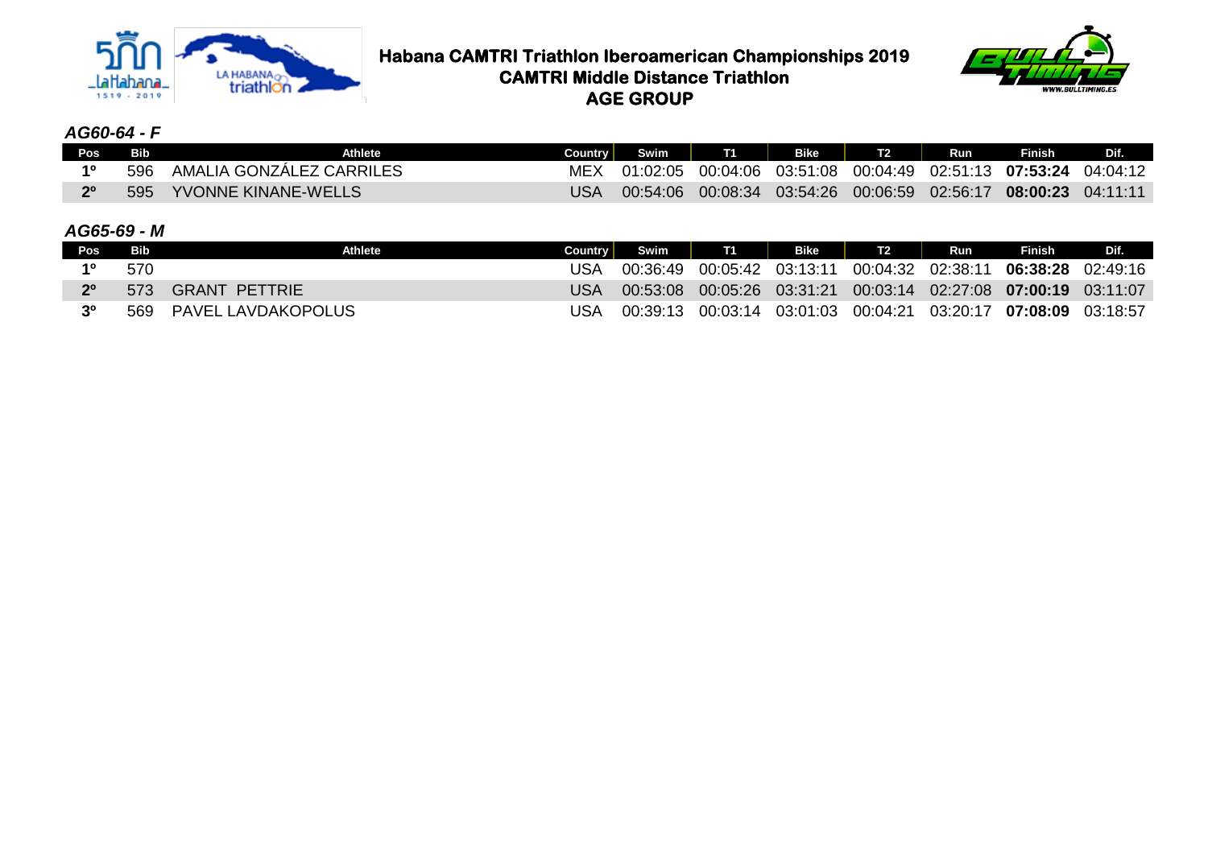# Habana CAMTRI Triathlon Iberoamerican Championships 2019
## CAMTRI Middle Distance Triathlon
## AGE GROUP

### *AG60-64 - F*

| Pos | Bib | Athlete | Country | Swim | T1 | Bike | T2 | Run | Finish | Dif. |
|---|---|---|---|---|---|---|---|---|---|---|
| 1º | 596 | AMALIA GONZÁLEZ CARRILES | MEX | 01:02:05 | 00:04:06 | 03:51:08 | 00:04:49 | 02:51:13 | **07:53:24** | 04:04:12 |
| 2º | 595 | YVONNE KINANE-WELLS | USA | 00:54:06 | 00:08:34 | 03:54:26 | 00:06:59 | 02:56:17 | **08:00:23** | 04:11:11 |

### *AG65-69 - M*

| Pos | Bib | Athlete | Country | Swim | T1 | Bike | T2 | Run | Finish | Dif. |
|---|---|---|---|---|---|---|---|---|---|---|
| 1º | 570 | | USA | 00:36:49 | 00:05:42 | 03:13:11 | 00:04:32 | 02:38:11 | **06:38:28** | 02:49:16 |
| 2º | 573 | GRANT PETTRIE | USA | 00:53:08 | 00:05:26 | 03:31:21 | 00:03:14 | 02:27:08 | **07:00:19** | 03:11:07 |
| 3º | 569 | PAVEL LAVDAKOPOLUS | USA | 00:39:13 | 00:03:14 | 03:01:03 | 00:04:21 | 03:20:17 | **07:08:09** | 03:18:57 |